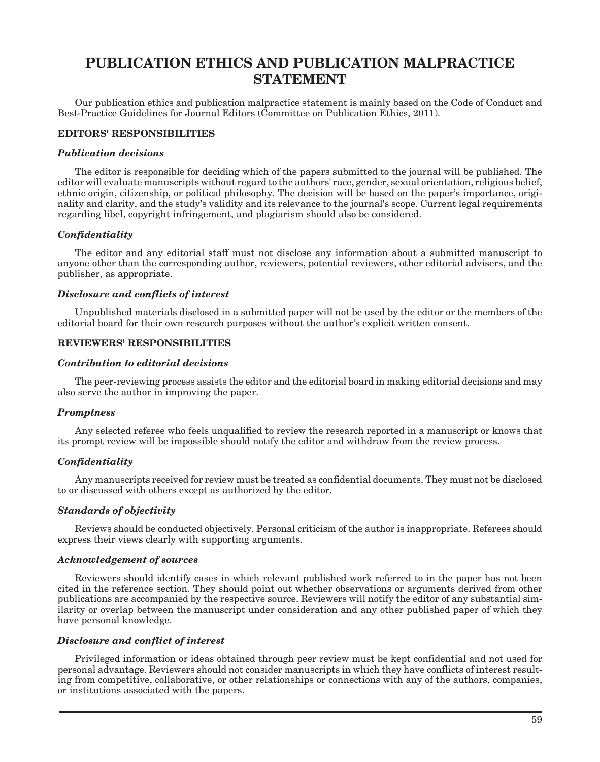# PUBLICATION ETHICS AND PUBLICATION MALPRACTICE STATEMENT

Our publication ethics and publication malpractice statement is mainly based on the Code of Conduct and Best-Practice Guidelines for Journal Editors (Committee on Publication Ethics, 2011).

## EDITORS' RESPONSIBILITIES

### *Publication decisions*

The editor is responsible for deciding which of the papers submitted to the journal will be published. The editor will evaluate manuscripts without regard to the authors' race, gender, sexual orientation, religious belief, ethnic origin, citizenship, or political philosophy. The decision will be based on the paper's importance, originality and clarity, and the study's validity and its relevance to the journal's scope. Current legal requirements regarding libel, copyright infringement, and plagiarism should also be considered.

### *Confidentiality*

The editor and any editorial staff must not disclose any information about a submitted manuscript to anyone other than the corresponding author, reviewers, potential reviewers, other editorial advisers, and the publisher, as appropriate.

### *Disclosure and conflicts of interest*

Unpublished materials disclosed in a submitted paper will not be used by the editor or the members of the editorial board for their own research purposes without the author's explicit written consent.

## REVIEWERS' RESPONSIBILITIES

### *Contribution to editorial decisions*

The peer-reviewing process assists the editor and the editorial board in making editorial decisions and may also serve the author in improving the paper.

### *Promptness*

Any selected referee who feels unqualified to review the research reported in a manuscript or knows that its prompt review will be impossible should notify the editor and withdraw from the review process.

### *Confidentiality*

Any manuscripts received for review must be treated as confidential documents. They must not be disclosed to or discussed with others except as authorized by the editor.

### *Standards of objectivity*

Reviews should be conducted objectively. Personal criticism of the author is inappropriate. Referees should express their views clearly with supporting arguments.

### *Acknowledgement of sources*

Reviewers should identify cases in which relevant published work referred to in the paper has not been cited in the reference section. They should point out whether observations or arguments derived from other publications are accompanied by the respective source. Reviewers will notify the editor of any substantial similarity or overlap between the manuscript under consideration and any other published paper of which they have personal knowledge.

### *Disclosure and conflict of interest*

Privileged information or ideas obtained through peer review must be kept confidential and not used for personal advantage. Reviewers should not consider manuscripts in which they have conflicts of interest resulting from competitive, collaborative, or other relationships or connections with any of the authors, companies, or institutions associated with the papers.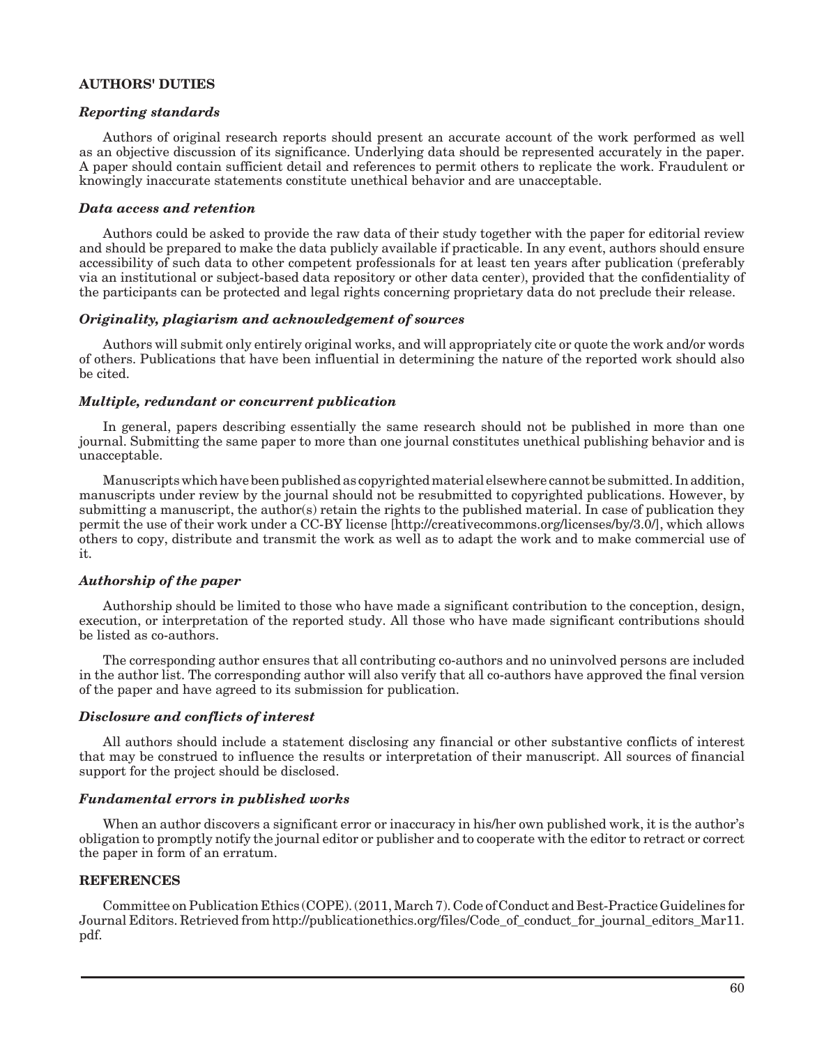## AUTHORS' DUTIES

### *Reporting standards*

Authors of original research reports should present an accurate account of the work performed as well as an objective discussion of its significance. Underlying data should be represented accurately in the paper. A paper should contain sufficient detail and references to permit others to replicate the work. Fraudulent or knowingly inaccurate statements constitute unethical behavior and are unacceptable.

### *Data access and retention*

Authors could be asked to provide the raw data of their study together with the paper for editorial review and should be prepared to make the data publicly available if practicable. In any event, authors should ensure accessibility of such data to other competent professionals for at least ten years after publication (preferably via an institutional or subject-based data repository or other data center), provided that the confidentiality of the participants can be protected and legal rights concerning proprietary data do not preclude their release.

### *Originality, plagiarism and acknowledgement of sources*

Authors will submit only entirely original works, and will appropriately cite or quote the work and/or words of others. Publications that have been influential in determining the nature of the reported work should also be cited.

### *Multiple, redundant or concurrent publication*

In general, papers describing essentially the same research should not be published in more than one journal. Submitting the same paper to more than one journal constitutes unethical publishing behavior and is unacceptable.

Manuscripts which have been published as copyrighted material elsewhere cannot be submitted. In addition, manuscripts under review by the journal should not be resubmitted to copyrighted publications. However, by submitting a manuscript, the author(s) retain the rights to the published material. In case of publication they permit the use of their work under a CC-BY license [http://creativecommons.org/licenses/by/3.0/], which allows others to copy, distribute and transmit the work as well as to adapt the work and to make commercial use of it.

### *Authorship of the paper*

Authorship should be limited to those who have made a significant contribution to the conception, design, execution, or interpretation of the reported study. All those who have made significant contributions should be listed as co-authors.

The corresponding author ensures that all contributing co-authors and no uninvolved persons are included in the author list. The corresponding author will also verify that all co-authors have approved the final version of the paper and have agreed to its submission for publication.

### *Disclosure and conflicts of interest*

All authors should include a statement disclosing any financial or other substantive conflicts of interest that may be construed to influence the results or interpretation of their manuscript. All sources of financial support for the project should be disclosed.

### *Fundamental errors in published works*

When an author discovers a significant error or inaccuracy in his/her own published work, it is the author's obligation to promptly notify the journal editor or publisher and to cooperate with the editor to retract or correct the paper in form of an erratum.

## REFERENCES

Committee on Publication Ethics (COPE). (2011, March 7). Code of Conduct and Best-Practice Guidelines for Journal Editors. Retrieved from http://publicationethics.org/files/Code_of_conduct_for_journal_editors_Mar11.pdf.